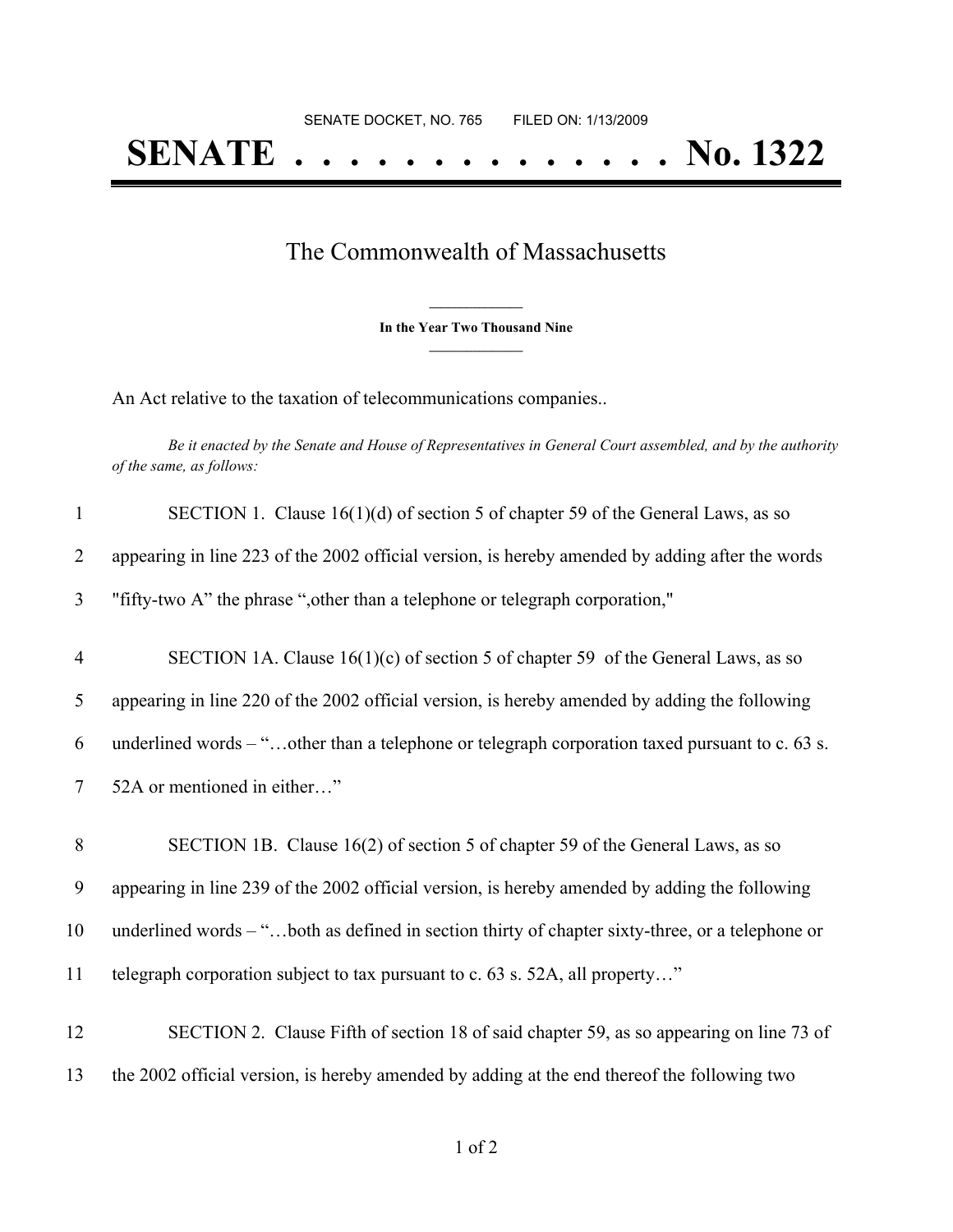SENATE DOCKET, NO. 765        FILED ON: 1/13/2009

# SENATE . . . . . . . . . . . . . . No. 1322

## The Commonwealth of Massachusetts

**In the Year Two Thousand Nine**

An Act relative to the taxation of telecommunications companies..

*Be it enacted by the Senate and House of Representatives in General Court assembled, and by the authority of the same, as follows:*

1 SECTION 1. Clause 16(1)(d) of section 5 of chapter 59 of the General Laws, as so
2 appearing in line 223 of the 2002 official version, is hereby amended by adding after the words
3 "fifty-two A" the phrase ",other than a telephone or telegraph corporation,"

4 SECTION 1A. Clause 16(1)(c) of section 5 of chapter 59 of the General Laws, as so
5 appearing in line 220 of the 2002 official version, is hereby amended by adding the following
6 underlined words – "…other than a telephone or telegraph corporation taxed pursuant to c. 63 s.
7 52A or mentioned in either…"

8 SECTION 1B. Clause 16(2) of section 5 of chapter 59 of the General Laws, as so
9 appearing in line 239 of the 2002 official version, is hereby amended by adding the following
10 underlined words – "…both as defined in section thirty of chapter sixty-three, or a telephone or
11 telegraph corporation subject to tax pursuant to c. 63 s. 52A, all property…"

12 SECTION 2. Clause Fifth of section 18 of said chapter 59, as so appearing on line 73 of
13 the 2002 official version, is hereby amended by adding at the end thereof the following two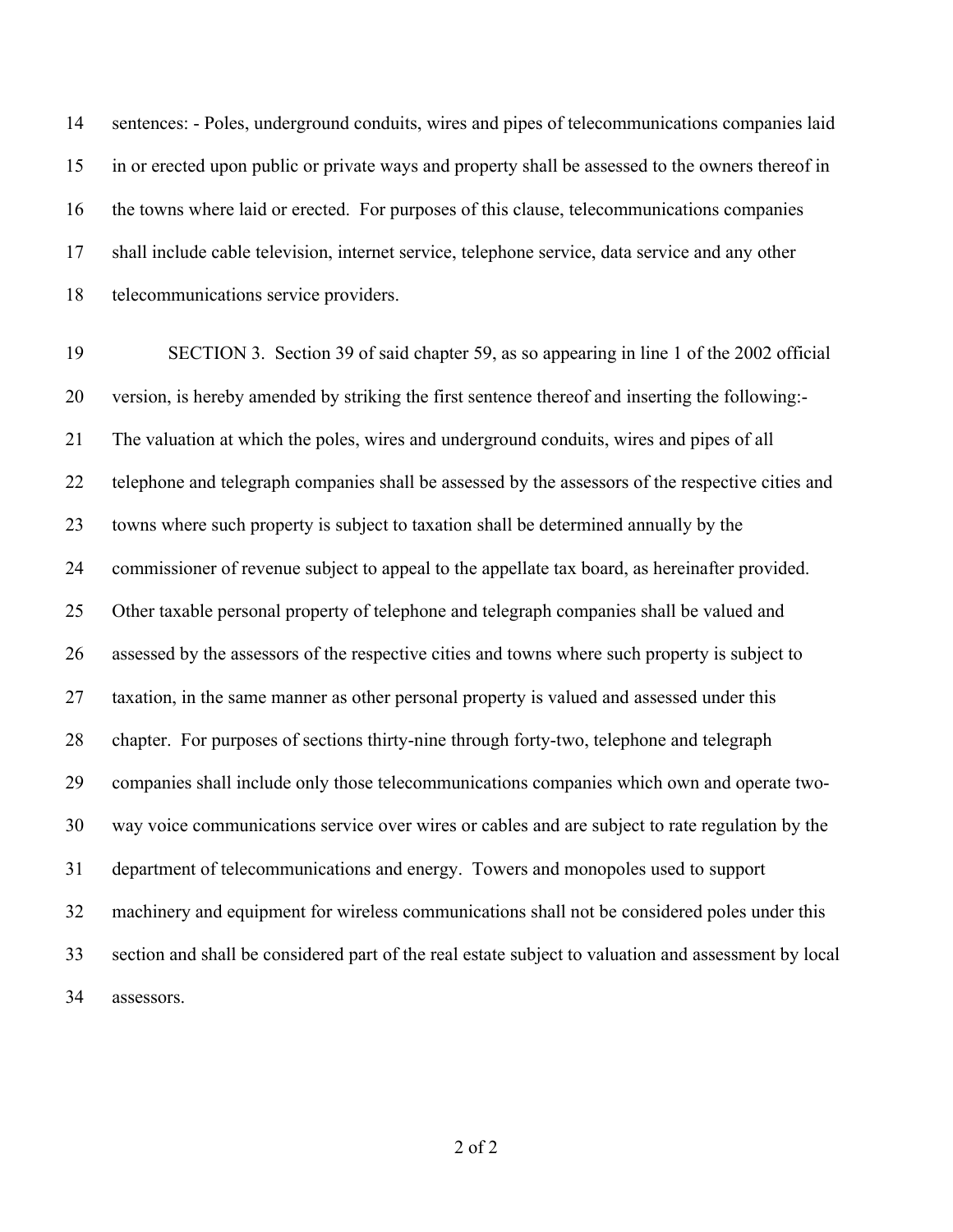sentences: - Poles, underground conduits, wires and pipes of telecommunications companies laid in or erected upon public or private ways and property shall be assessed to the owners thereof in the towns where laid or erected. For purposes of this clause, telecommunications companies shall include cable television, internet service, telephone service, data service and any other telecommunications service providers.

SECTION 3. Section 39 of said chapter 59, as so appearing in line 1 of the 2002 official version, is hereby amended by striking the first sentence thereof and inserting the following:- The valuation at which the poles, wires and underground conduits, wires and pipes of all telephone and telegraph companies shall be assessed by the assessors of the respective cities and towns where such property is subject to taxation shall be determined annually by the commissioner of revenue subject to appeal to the appellate tax board, as hereinafter provided. Other taxable personal property of telephone and telegraph companies shall be valued and assessed by the assessors of the respective cities and towns where such property is subject to taxation, in the same manner as other personal property is valued and assessed under this chapter. For purposes of sections thirty-nine through forty-two, telephone and telegraph companies shall include only those telecommunications companies which own and operate two-way voice communications service over wires or cables and are subject to rate regulation by the department of telecommunications and energy. Towers and monopoles used to support machinery and equipment for wireless communications shall not be considered poles under this section and shall be considered part of the real estate subject to valuation and assessment by local assessors.